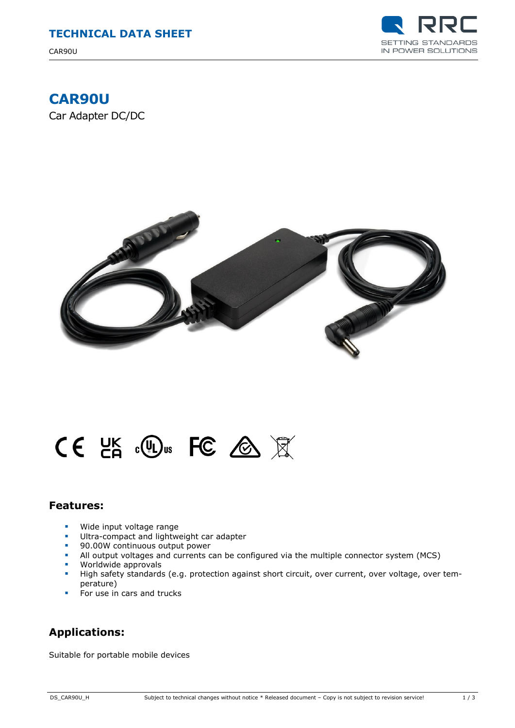# CAR90U

Car Adapter DC/DC

## Features:

- Wide input voltage range
- Ultra-compact and lightweight car adapter
- 90.00W continuous output power
- All output voltages and currents can be configured via the multiple connector system (MCS)
- Worldwide approvals
- High safety standards (e.g. protection against short circuit, over current, over voltage, over temperature)
- For use in cars and trucks

## Applications:

Suitable for portable mobile devices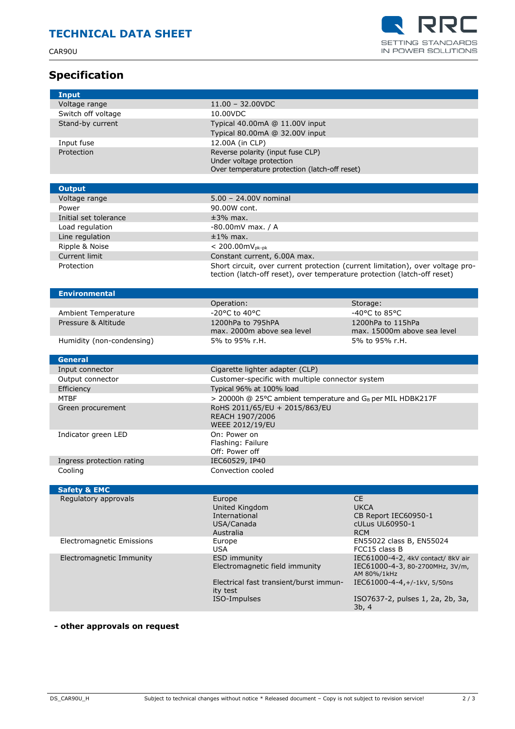## Specification

| Input | |
|---|---|
| Voltage range | 11.00 – 32.00VDC |
| Switch off voltage | 10.00VDC |
| Stand-by current | Typical 40.00mA @ 11.00V input<br>Typical 80.00mA @ 32.00V input |
| Input fuse | 12.00A (in CLP) |
| Protection | Reverse polarity (input fuse CLP)<br>Under voltage protection<br>Over temperature protection (latch-off reset) |

| Output | |
|---|---|
| Voltage range | 5.00 – 24.00V nominal |
| Power | 90.00W cont. |
| Initial set tolerance | ±3% max. |
| Load regulation | -80.00mV max. / A |
| Line regulation | ±1% max. |
| Ripple & Noise | < 200.00mV$_{pk\text{-}pk}$ |
| Current limit | Constant current, 6.00A max. |
| Protection | Short circuit, over current protection (current limitation), over voltage protection (latch-off reset), over temperature protection (latch-off reset) |

| Environmental | | |
|---|---|---|
| | Operation: | Storage: |
| Ambient Temperature | -20°C to 40°C | -40°C to 85°C |
| Pressure & Altitude | 1200hPa to 795hPA<br>max. 2000m above sea level | 1200hPa to 115hPa<br>max. 15000m above sea level |
| Humidity (non-condensing) | 5% to 95% r.H. | 5% to 95% r.H. |

| General | |
|---|---|
| Input connector | Cigarette lighter adapter (CLP) |
| Output connector | Customer-specific with multiple connector system |
| Efficiency | Typical 96% at 100% load |
| MTBF | > 20000h @ 25°C ambient temperature and $G_B$ per MIL HDBK217F |
| Green procurement | RoHS 2011/65/EU + 2015/863/EU<br>REACH 1907/2006<br>WEEE 2012/19/EU |
| Indicator green LED | On: Power on<br>Flashing: Failure<br>Off: Power off |
| Ingress protection rating | IEC60529, IP40 |
| Cooling | Convection cooled |

| Safety & EMC | | |
|---|---|---|
| Regulatory approvals | Europe<br>United Kingdom<br>International<br>USA/Canada<br>Australia | CE<br>UKCA<br>CB Report IEC60950-1<br>cULus UL60950-1<br>RCM |
| Electromagnetic Emissions | Europe<br>USA | EN55022 class B, EN55024<br>FCC15 class B |
| Electromagnetic Immunity | ESD immunity<br>Electromagnetic field immunity<br>Electrical fast transient/burst immunity test<br>ISO-Impulses | IEC61000-4-2, 4kV contact/ 8kV air<br>IEC61000-4-3, 80-2700MHz, 3V/m, AM 80%/1kHz<br>IEC61000-4-4,+/-1kV, 5/50ns<br>ISO7637-2, pulses 1, 2a, 2b, 3a, 3b, 4 |

**- other approvals on request**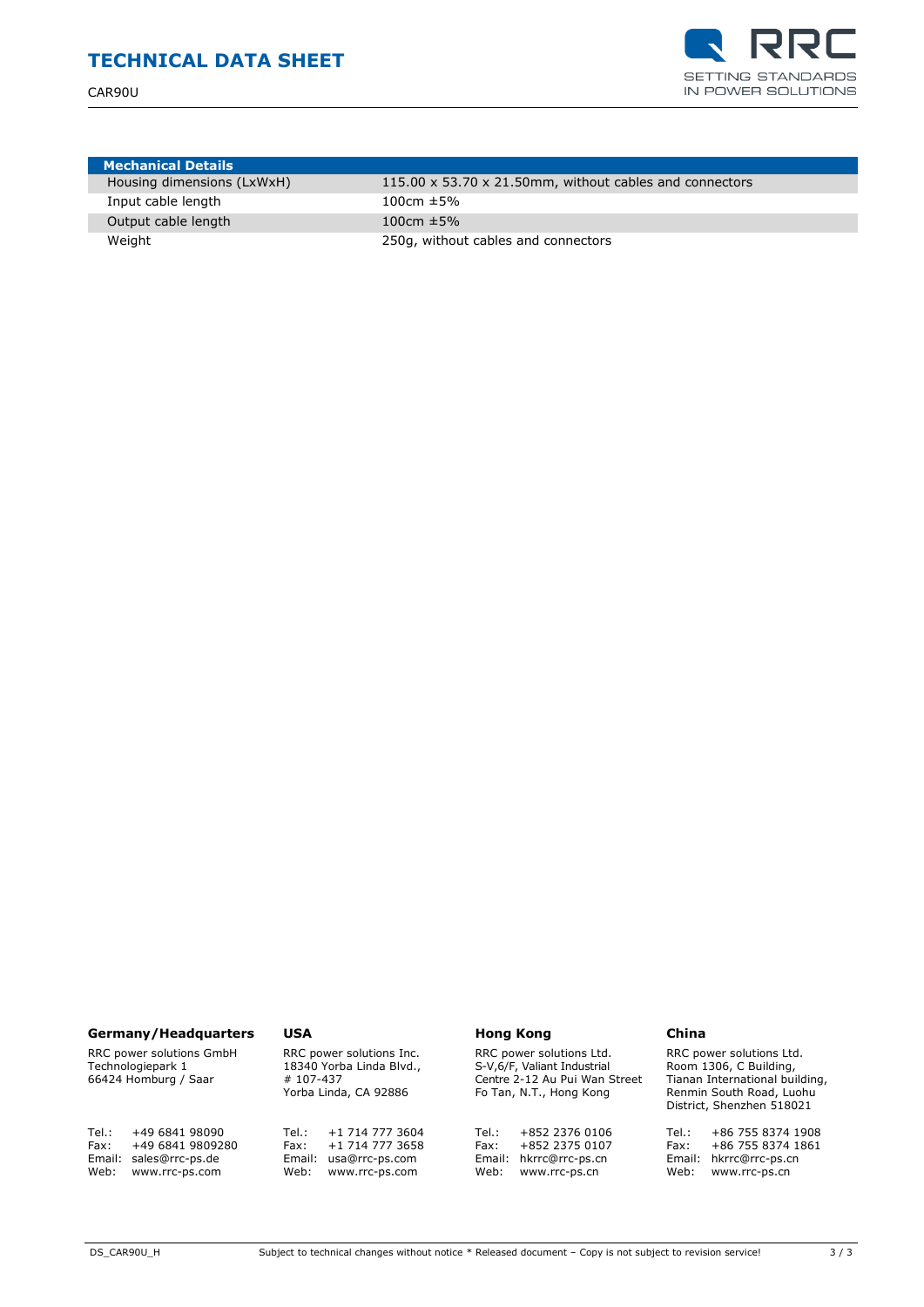| Mechanical Details | |
| --- | --- |
| Housing dimensions (LxWxH) | 115.00 x 53.70 x 21.50mm, without cables and connectors |
| Input cable length | 100cm ±5% |
| Output cable length | 100cm ±5% |
| Weight | 250g, without cables and connectors |

**Germany/Headquarters**

RRC power solutions GmbH
Technologiepark 1
66424 Homburg / Saar

Tel.: +49 6841 98090
Fax: +49 6841 9809280
Email: sales@rrc-ps.de
Web: www.rrc-ps.com

**USA**

RRC power solutions Inc.
18340 Yorba Linda Blvd.,
# 107-437
Yorba Linda, CA 92886

Tel.: +1 714 777 3604
Fax: +1 714 777 3658
Email: usa@rrc-ps.com
Web: www.rrc-ps.com

**Hong Kong**

RRC power solutions Ltd.
S-V,6/F, Valiant Industrial
Centre 2-12 Au Pui Wan Street
Fo Tan, N.T., Hong Kong

Tel.: +852 2376 0106
Fax: +852 2375 0107
Email: hkrrc@rrc-ps.cn
Web: www.rrc-ps.cn

**China**

RRC power solutions Ltd.
Room 1306, C Building,
Tianan International building,
Renmin South Road, Luohu
District, Shenzhen 518021

Tel.: +86 755 8374 1908
Fax: +86 755 8374 1861
Email: hkrrc@rrc-ps.cn
Web: www.rrc-ps.cn

DS_CAR90U_H Subject to technical changes without notice * Released document – Copy is not subject to revision service!